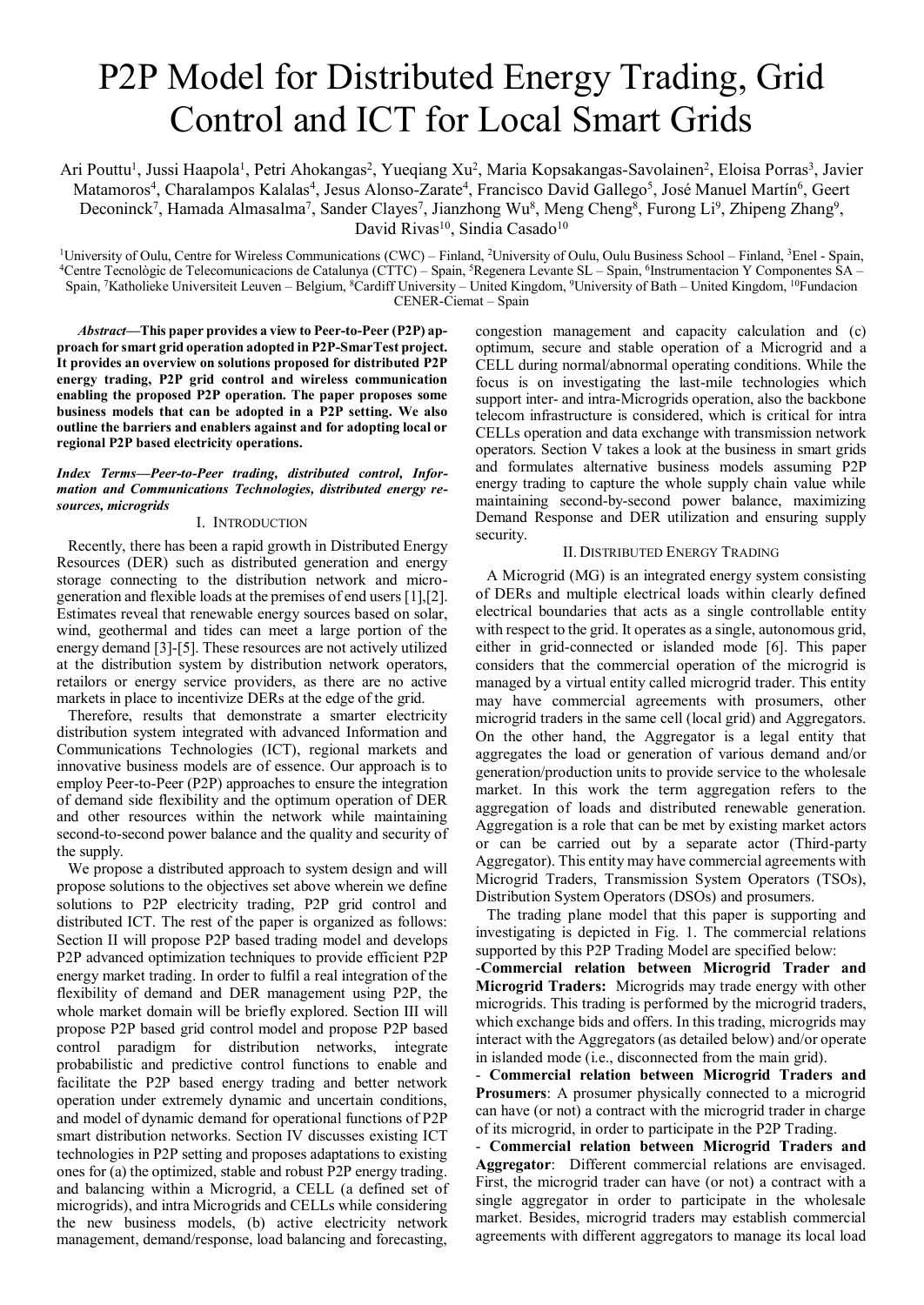# P2P Model for Distributed Energy Trading, Grid Control and ICT for Local Smart Grids

Ari Pouttu[1], Jussi Haapola[1], Petri Ahokangas[2], Yueqiang Xu[2], Maria Kopsakangas-Savolainen[2], Eloisa Porras[3], Javier Matamoros[4], Charalampos Kalalas[4], Jesus Alonso-Zarate[4], Francisco David Gallego[5], José Manuel Martín[6], Geert Deconinck[7], Hamada Almasalma[7], Sander Clayes[7], Jianzhong Wu[8], Meng Cheng[8], Furong Li[9], Zhipeng Zhang[9], David Rivas[10], Sindia Casado[10]

[1]University of Oulu, Centre for Wireless Communications (CWC) – Finland, [2]University of Oulu, Oulu Business School – Finland, [3]Enel - Spain, [4]Centre Tecnològic de Telecomunicacions de Catalunya (CTTC) – Spain, [5]Regenera Levante SL – Spain, [6]Instrumentacion Y Componentes SA – Spain, [7]Katholieke Universiteit Leuven – Belgium, [8]Cardiff University – United Kingdom, [9]University of Bath – United Kingdom, [10]Fundacion CENER-Ciemat – Spain

***Abstract*—This paper provides a view to Peer-to-Peer (P2P) approach for smart grid operation adopted in P2P-SmarTest project. It provides an overview on solutions proposed for distributed P2P energy trading, P2P grid control and wireless communication enabling the proposed P2P operation. The paper proposes some business models that can be adopted in a P2P setting. We also outline the barriers and enablers against and for adopting local or regional P2P based electricity operations.**

***Index Terms*—Peer-to-Peer trading, distributed control, Information and Communications Technologies, distributed energy resources, microgrids**

## I. Introduction

Recently, there has been a rapid growth in Distributed Energy Resources (DER) such as distributed generation and energy storage connecting to the distribution network and microgeneration and flexible loads at the premises of end users [1],[2]. Estimates reveal that renewable energy sources based on solar, wind, geothermal and tides can meet a large portion of the energy demand [3]-[5]. These resources are not actively utilized at the distribution system by distribution network operators, retailors or energy service providers, as there are no active markets in place to incentivize DERs at the edge of the grid.

Therefore, results that demonstrate a smarter electricity distribution system integrated with advanced Information and Communications Technologies (ICT), regional markets and innovative business models are of essence. Our approach is to employ Peer-to-Peer (P2P) approaches to ensure the integration of demand side flexibility and the optimum operation of DER and other resources within the network while maintaining second-to-second power balance and the quality and security of the supply.

We propose a distributed approach to system design and will propose solutions to the objectives set above wherein we define solutions to P2P electricity trading, P2P grid control and distributed ICT. The rest of the paper is organized as follows: Section II will propose P2P based trading model and develops P2P advanced optimization techniques to provide efficient P2P energy market trading. In order to fulfil a real integration of the flexibility of demand and DER management using P2P, the whole market domain will be briefly explored. Section III will propose P2P based grid control model and propose P2P based control paradigm for distribution networks, integrate probabilistic and predictive control functions to enable and facilitate the P2P based energy trading and better network operation under extremely dynamic and uncertain conditions, and model of dynamic demand for operational functions of P2P smart distribution networks. Section IV discusses existing ICT technologies in P2P setting and proposes adaptations to existing ones for (a) the optimized, stable and robust P2P energy trading. and balancing within a Microgrid, a CELL (a defined set of microgrids), and intra Microgrids and CELLs while considering the new business models, (b) active electricity network management, demand/response, load balancing and forecasting, congestion management and capacity calculation and (c) optimum, secure and stable operation of a Microgrid and a CELL during normal/abnormal operating conditions. While the focus is on investigating the last-mile technologies which support inter- and intra-Microgrids operation, also the backbone telecom infrastructure is considered, which is critical for intra CELLs operation and data exchange with transmission network operators. Section V takes a look at the business in smart grids and formulates alternative business models assuming P2P energy trading to capture the whole supply chain value while maintaining second-by-second power balance, maximizing Demand Response and DER utilization and ensuring supply security.

## II. Distributed Energy Trading

A Microgrid (MG) is an integrated energy system consisting of DERs and multiple electrical loads within clearly defined electrical boundaries that acts as a single controllable entity with respect to the grid. It operates as a single, autonomous grid, either in grid-connected or islanded mode [6]. This paper considers that the commercial operation of the microgrid is managed by a virtual entity called microgrid trader. This entity may have commercial agreements with prosumers, other microgrid traders in the same cell (local grid) and Aggregators. On the other hand, the Aggregator is a legal entity that aggregates the load or generation of various demand and/or generation/production units to provide service to the wholesale market. In this work the term aggregation refers to the aggregation of loads and distributed renewable generation. Aggregation is a role that can be met by existing market actors or can be carried out by a separate actor (Third-party Aggregator). This entity may have commercial agreements with Microgrid Traders, Transmission System Operators (TSOs), Distribution System Operators (DSOs) and prosumers.

The trading plane model that this paper is supporting and investigating is depicted in Fig. 1. The commercial relations supported by this P2P Trading Model are specified below:

-**Commercial relation between Microgrid Trader and Microgrid Traders:** Microgrids may trade energy with other microgrids. This trading is performed by the microgrid traders, which exchange bids and offers. In this trading, microgrids may interact with the Aggregators (as detailed below) and/or operate in islanded mode (i.e., disconnected from the main grid).

- **Commercial relation between Microgrid Traders and Prosumers**: A prosumer physically connected to a microgrid can have (or not) a contract with the microgrid trader in charge of its microgrid, in order to participate in the P2P Trading.

- **Commercial relation between Microgrid Traders and Aggregator**: Different commercial relations are envisaged. First, the microgrid trader can have (or not) a contract with a single aggregator in order to participate in the wholesale market. Besides, microgrid traders may establish commercial agreements with different aggregators to manage its local load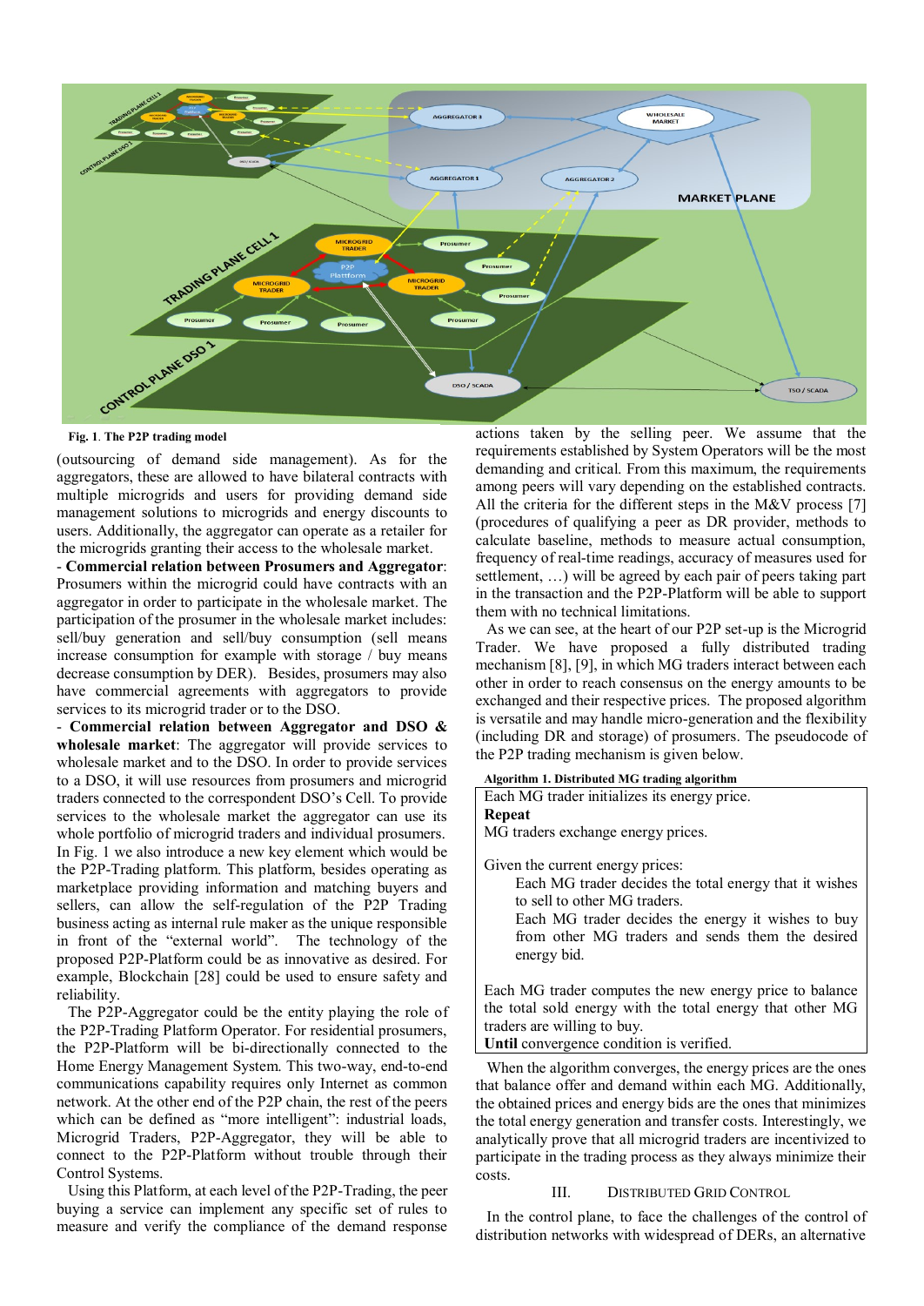Fig. 1. The P2P trading model

(outsourcing of demand side management). As for the aggregators, these are allowed to have bilateral contracts with multiple micrgrids and users for providing demand side management solutions to micrgrids and energy discounts to users. Additionally, the aggregator can operate as a retailer for the microgrids granting their access to the wholesale market.

- **Commercial relation between Prosumers and Aggregator**: Prosumers within the microgrid could have contracts with an aggregator in order to participate in the wholesale market. The participation of the prosumer in the wholesale market includes: sell/buy generation and sell/buy consumption (sell means increase consumption for example with storage / buy means decrease consumption by DER). Besides, prosumers may also have commercial agreements with aggregators to provide services to its microgrid trader or to the DSO.
- **Commercial relation between Aggregator and DSO & wholesale market**: The aggregator will provide services to wholesale market and to the DSO. In order to provide services to a DSO, it will use resources from prosumers and microgrid traders connected to the correspondent DSO's Cell. To provide services to the wholesale market the aggregator can use its whole portfolio of microgrid traders and individual prosumers.

In Fig. 1 we also introduce a new key element which would be the P2P-Trading platform. This platform, besides operating as marketplace providing information and matching buyers and sellers, can allow the self-regulation of the P2P Trading business acting as internal rule maker as the unique responsible in front of the "external world". The technology of the proposed P2P-Platform could be as innovative as desired. For example, Blockchain [28] could be used to ensure safety and reliability.

The P2P-Aggregator could be the entity playing the role of the P2P-Trading Platform Operator. For residential prosumers, the P2P-Platform will be bi-directionally connected to the Home Energy Management System. This two-way, end-to-end communications capability requires only Internet as common network. At the other end of the P2P chain, the rest of the peers which can be defined as "more intelligent": industrial loads, Microgrid Traders, P2P-Aggregator, they will be able to connect to the P2P-Platform without trouble through their Control Systems.

Using this Platform, at each level of the P2P-Trading, the peer buying a service can implement any specific set of rules to measure and verify the compliance of the demand response actions taken by the selling peer. We assume that the requirements established by System Operators will be the most demanding and critical. From this maximum, the requirements among peers will vary depending on the established contracts. All the criteria for the different steps in the M&V process [7] (procedures of qualifying a peer as DR provider, methods to calculate baseline, methods to measure actual consumption, frequency of real-time readings, accuracy of measures used for settlement, …) will be agreed by each pair of peers taking part in the transaction and the P2P-Platform will be able to support them with no technical limitations.

As we can see, at the heart of our P2P set-up is the Microgrid Trader. We have proposed a fully distributed trading mechanism [8], [9], in which MG traders interact between each other in order to reach consensus on the energy amounts to be exchanged and their respective prices. The proposed algorithm is versatile and may handle micro-generation and the flexibility (including DR and storage) of prosumers. The pseudocode of the P2P trading mechanism is given below.

**Algorithm 1. Distributed MG trading algorithm**

```
Each MG trader initializes its energy price.
Repeat
MG traders exchange energy prices.

Given the current energy prices:
    Each MG trader decides the total energy that it wishes
    to sell to other MG traders.
    Each MG trader decides the energy it wishes to buy
    from other MG traders and sends them the desired
    energy bid.

Each MG trader computes the new energy price to balance
the total sold energy with the total energy that other MG
traders are willing to buy.
Until convergence condition is verified.
```

When the algorithm converges, the energy prices are the ones that balance offer and demand within each MG. Additionally, the obtained prices and energy bids are the ones that minimizes the total energy generation and transfer costs. Interestingly, we analytically prove that all microgrid traders are incentivized to participate in the trading process as they always minimize their costs.

## III. Distributed Grid Control

In the control plane, to face the challenges of the control of distribution networks with widespread of DERs, an alternative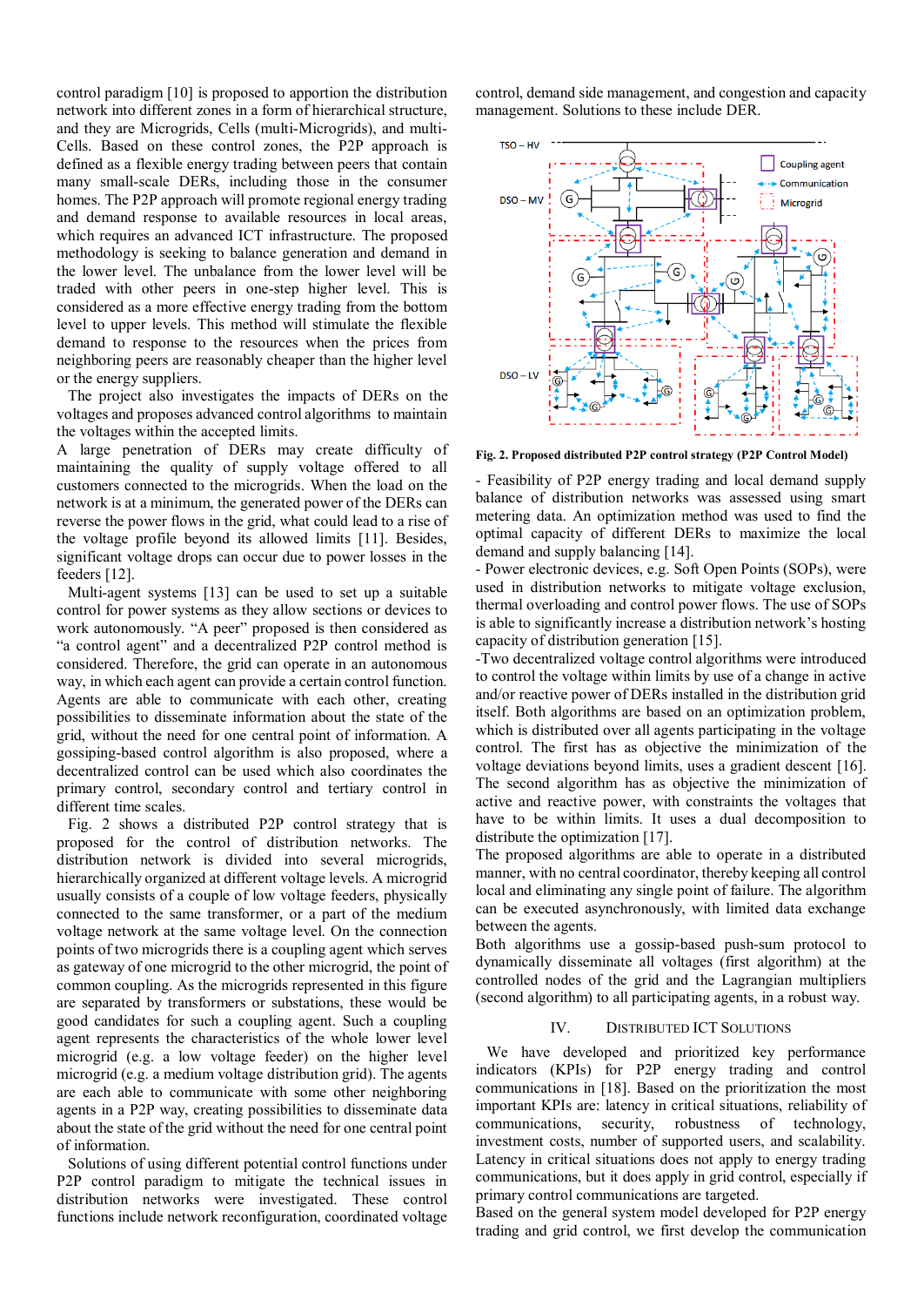control paradigm [10] is proposed to apportion the distribution network into different zones in a form of hierarchical structure, and they are Microgrids, Cells (multi-Microgrids), and multi-Cells. Based on these control zones, the P2P approach is defined as a flexible energy trading between peers that contain many small-scale DERs, including those in the consumer homes. The P2P approach will promote regional energy trading and demand response to available resources in local areas, which requires an advanced ICT infrastructure. The proposed methodology is seeking to balance generation and demand in the lower level. The unbalance from the lower level will be traded with other peers in one-step higher level. This is considered as a more effective energy trading from the bottom level to upper levels. This method will stimulate the flexible demand to response to the resources when the prices from neighboring peers are reasonably cheaper than the higher level or the energy suppliers.

The project also investigates the impacts of DERs on the voltages and proposes advanced control algorithms to maintain the voltages within the accepted limits.

A large penetration of DERs may create difficulty of maintaining the quality of supply voltage offered to all customers connected to the microgrids. When the load on the network is at a minimum, the generated power of the DERs can reverse the power flows in the grid, what could lead to a rise of the voltage profile beyond its allowed limits [11]. Besides, significant voltage drops can occur due to power losses in the feeders [12].

Multi-agent systems [13] can be used to set up a suitable control for power systems as they allow sections or devices to work autonomously. "A peer" proposed is then considered as "a control agent" and a decentralized P2P control method is considered. Therefore, the grid can operate in an autonomous way, in which each agent can provide a certain control function. Agents are able to communicate with each other, creating possibilities to disseminate information about the state of the grid, without the need for one central point of information. A gossiping-based control algorithm is also proposed, where a decentralized control can be used which also coordinates the primary control, secondary control and tertiary control in different time scales.

Fig. 2 shows a distributed P2P control strategy that is proposed for the control of distribution networks. The distribution network is divided into several microgrids, hierarchically organized at different voltage levels. A microgrid usually consists of a couple of low voltage feeders, physically connected to the same transformer, or a part of the medium voltage network at the same voltage level. On the connection points of two microgrids there is a coupling agent which serves as gateway of one microgrid to the other microgrid, the point of common coupling. As the microgrids represented in this figure are separated by transformers or substations, these would be good candidates for such a coupling agent. Such a coupling agent represents the characteristics of the whole lower level microgrid (e.g. a low voltage feeder) on the higher level microgrid (e.g. a medium voltage distribution grid). The agents are each able to communicate with some other neighboring agents in a P2P way, creating possibilities to disseminate data about the state of the grid without the need for one central point of information.

Solutions of using different potential control functions under P2P control paradigm to mitigate the technical issues in distribution networks were investigated. These control functions include network reconfiguration, coordinated voltage control, demand side management, and congestion and capacity management. Solutions to these include DER.

TSO – HV
DSO – MV
DSO – LV
Coupling agent
Communication
Microgrid

**Fig. 2. Proposed distributed P2P control strategy (P2P Control Model)**

- Feasibility of P2P energy trading and local demand supply balance of distribution networks was assessed using smart metering data. An optimization method was used to find the optimal capacity of different DERs to maximize the local demand and supply balancing [14].
- Power electronic devices, e.g. Soft Open Points (SOPs), were used in distribution networks to mitigate voltage exclusion, thermal overloading and control power flows. The use of SOPs is able to significantly increase a distribution network's hosting capacity of distribution generation [15].
-Two decentralized voltage control algorithms were introduced to control the voltage within limits by use of a change in active and/or reactive power of DERs installed in the distribution grid itself. Both algorithms are based on an optimization problem, which is distributed over all agents participating in the voltage control. The first has as objective the minimization of the voltage deviations beyond limits, uses a gradient descent [16]. The second algorithm has as objective the minimization of active and reactive power, with constraints the voltages that have to be within limits. It uses a dual decomposition to distribute the optimization [17].

The proposed algorithms are able to operate in a distributed manner, with no central coordinator, thereby keeping all control local and eliminating any single point of failure. The algorithm can be executed asynchronously, with limited data exchange between the agents.

Both algorithms use a gossip-based push-sum protocol to dynamically disseminate all voltages (first algorithm) at the controlled nodes of the grid and the Lagrangian multipliers (second algorithm) to all participating agents, in a robust way.

## IV. Distributed ICT Solutions

We have developed and prioritized key performance indicators (KPIs) for P2P energy trading and control communications in [18]. Based on the prioritization the most important KPIs are: latency in critical situations, reliability of communications, security, robustness of technology, investment costs, number of supported users, and scalability. Latency in critical situations does not apply to energy trading communications, but it does apply in grid control, especially if primary control communications are targeted.

Based on the general system model developed for P2P energy trading and grid control, we first develop the communication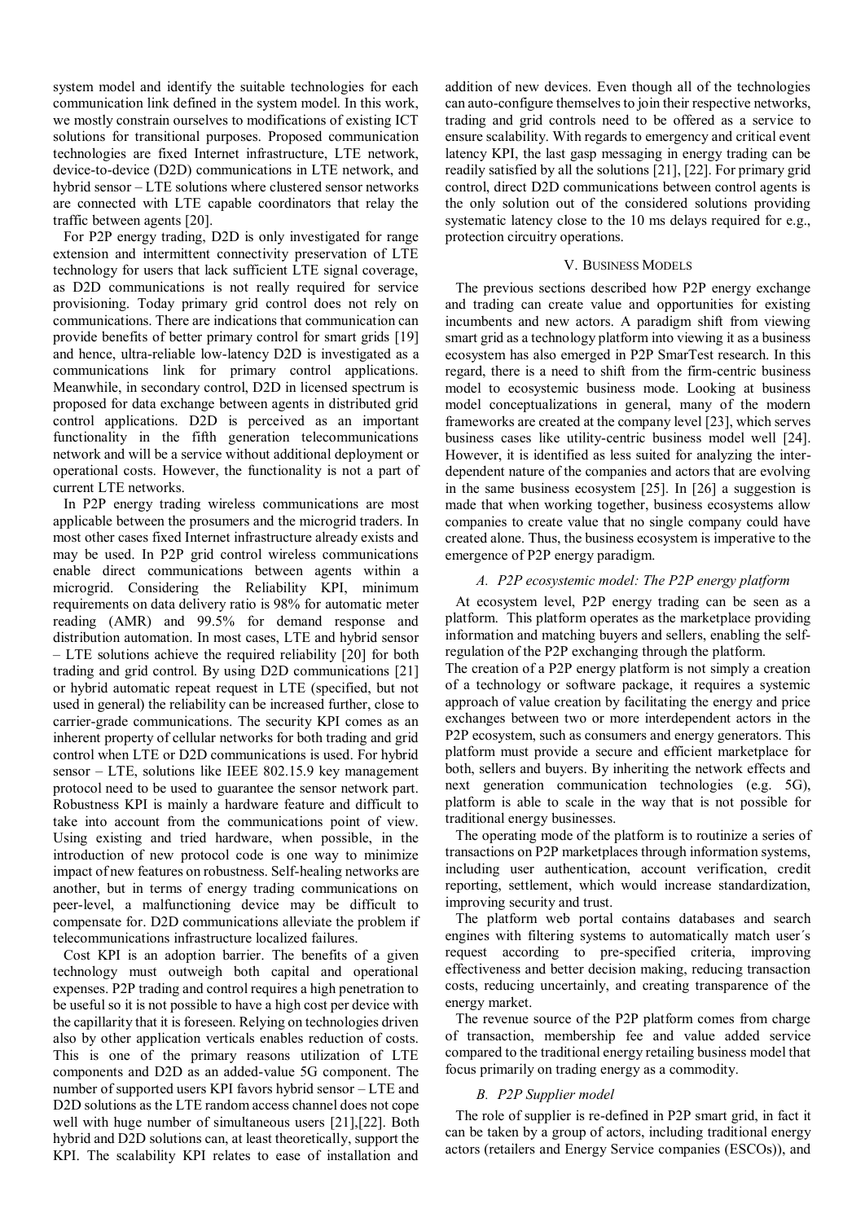system model and identify the suitable technologies for each communication link defined in the system model. In this work, we mostly constrain ourselves to modifications of existing ICT solutions for transitional purposes. Proposed communication technologies are fixed Internet infrastructure, LTE network, device-to-device (D2D) communications in LTE network, and hybrid sensor – LTE solutions where clustered sensor networks are connected with LTE capable coordinators that relay the traffic between agents [20].

For P2P energy trading, D2D is only investigated for range extension and intermittent connectivity preservation of LTE technology for users that lack sufficient LTE signal coverage, as D2D communications is not really required for service provisioning. Today primary grid control does not rely on communications. There are indications that communication can provide benefits of better primary control for smart grids [19] and hence, ultra-reliable low-latency D2D is investigated as a communications link for primary control applications. Meanwhile, in secondary control, D2D in licensed spectrum is proposed for data exchange between agents in distributed grid control applications. D2D is perceived as an important functionality in the fifth generation telecommunications network and will be a service without additional deployment or operational costs. However, the functionality is not a part of current LTE networks.

In P2P energy trading wireless communications are most applicable between the prosumers and the microgrid traders. In most other cases fixed Internet infrastructure already exists and may be used. In P2P grid control wireless communications enable direct communications between agents within a microgrid. Considering the Reliability KPI, minimum requirements on data delivery ratio is 98% for automatic meter reading (AMR) and 99.5% for demand response and distribution automation. In most cases, LTE and hybrid sensor – LTE solutions achieve the required reliability [20] for both trading and grid control. By using D2D communications [21] or hybrid automatic repeat request in LTE (specified, but not used in general) the reliability can be increased further, close to carrier-grade communications. The security KPI comes as an inherent property of cellular networks for both trading and grid control when LTE or D2D communications is used. For hybrid sensor – LTE, solutions like IEEE 802.15.9 key management protocol need to be used to guarantee the sensor network part. Robustness KPI is mainly a hardware feature and difficult to take into account from the communications point of view. Using existing and tried hardware, when possible, in the introduction of new protocol code is one way to minimize impact of new features on robustness. Self-healing networks are another, but in terms of energy trading communications on peer-level, a malfunctioning device may be difficult to compensate for. D2D communications alleviate the problem if telecommunications infrastructure localized failures.

Cost KPI is an adoption barrier. The benefits of a given technology must outweigh both capital and operational expenses. P2P trading and control requires a high penetration to be useful so it is not possible to have a high cost per device with the capillarity that it is foreseen. Relying on technologies driven also by other application verticals enables reduction of costs. This is one of the primary reasons utilization of LTE components and D2D as an added-value 5G component. The number of supported users KPI favors hybrid sensor – LTE and D2D solutions as the LTE random access channel does not cope well with huge number of simultaneous users [21],[22]. Both hybrid and D2D solutions can, at least theoretically, support the KPI. The scalability KPI relates to ease of installation and addition of new devices. Even though all of the technologies can auto-configure themselves to join their respective networks, trading and grid controls need to be offered as a service to ensure scalability. With regards to emergency and critical event latency KPI, the last gasp messaging in energy trading can be readily satisfied by all the solutions [21], [22]. For primary grid control, direct D2D communications between control agents is the only solution out of the considered solutions providing systematic latency close to the 10 ms delays required for e.g., protection circuitry operations.

## V. Business Models

The previous sections described how P2P energy exchange and trading can create value and opportunities for existing incumbents and new actors. A paradigm shift from viewing smart grid as a technology platform into viewing it as a business ecosystem has also emerged in P2P SmarTest research. In this regard, there is a need to shift from the firm-centric business model to ecosystemic business mode. Looking at business model conceptualizations in general, many of the modern frameworks are created at the company level [23], which serves business cases like utility-centric business model well [24]. However, it is identified as less suited for analyzing the inter-dependent nature of the companies and actors that are evolving in the same business ecosystem [25]. In [26] a suggestion is made that when working together, business ecosystems allow companies to create value that no single company could have created alone. Thus, the business ecosystem is imperative to the emergence of P2P energy paradigm.

### *A. P2P ecosystemic model: The P2P energy platform*

At ecosystem level, P2P energy trading can be seen as a platform. This platform operates as the marketplace providing information and matching buyers and sellers, enabling the self-regulation of the P2P exchanging through the platform.

The creation of a P2P energy platform is not simply a creation of a technology or software package, it requires a systemic approach of value creation by facilitating the energy and price exchanges between two or more interdependent actors in the P2P ecosystem, such as consumers and energy generators. This platform must provide a secure and efficient marketplace for both, sellers and buyers. By inheriting the network effects and next generation communication technologies (e.g. 5G), platform is able to scale in the way that is not possible for traditional energy businesses.

The operating mode of the platform is to routinize a series of transactions on P2P marketplaces through information systems, including user authentication, account verification, credit reporting, settlement, which would increase standardization, improving security and trust.

The platform web portal contains databases and search engines with filtering systems to automatically match user´s request according to pre-specified criteria, improving effectiveness and better decision making, reducing transaction costs, reducing uncertainly, and creating transparence of the energy market.

The revenue source of the P2P platform comes from charge of transaction, membership fee and value added service compared to the traditional energy retailing business model that focus primarily on trading energy as a commodity.

### *B. P2P Supplier model*

The role of supplier is re-defined in P2P smart grid, in fact it can be taken by a group of actors, including traditional energy actors (retailers and Energy Service companies (ESCOs)), and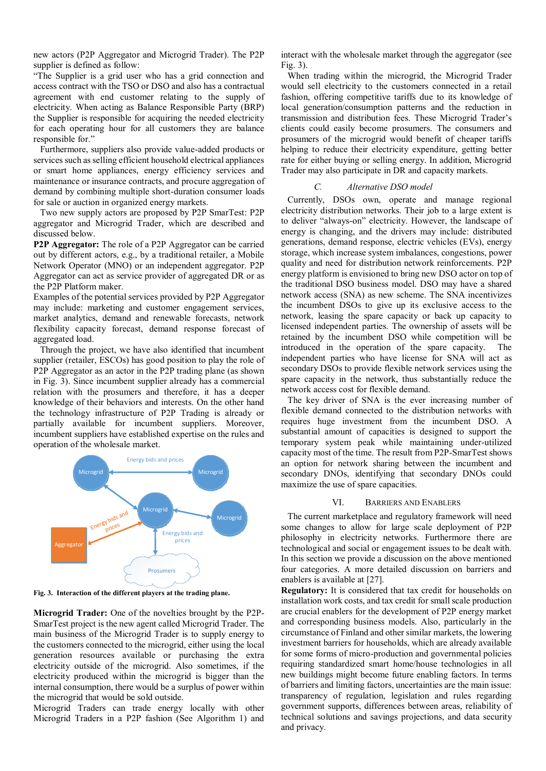new actors (P2P Aggregator and Microgrid Trader). The P2P supplier is defined as follow:

"The Supplier is a grid user who has a grid connection and access contract with the TSO or DSO and also has a contractual agreement with end customer relating to the supply of electricity. When acting as Balance Responsible Party (BRP) the Supplier is responsible for acquiring the needed electricity for each operating hour for all customers they are balance responsible for."

Furthermore, suppliers also provide value-added products or services such as selling efficient household electrical appliances or smart home appliances, energy efficiency services and maintenance or insurance contracts, and procure aggregation of demand by combining multiple short-duration consumer loads for sale or auction in organized energy markets.

Two new supply actors are proposed by P2P SmarTest: P2P aggregator and Microgrid Trader, which are described and discussed below.

**P2P Aggregator:** The role of a P2P Aggregator can be carried out by different actors, e.g., by a traditional retailer, a Mobile Network Operator (MNO) or an independent aggregator. P2P Aggregator can act as service provider of aggregated DR or as the P2P Platform maker.

Examples of the potential services provided by P2P Aggregator may include: marketing and customer engagement services, market analytics, demand and renewable forecasts, network flexibility capacity forecast, demand response forecast of aggregated load.

Through the project, we have also identified that incumbent supplier (retailer, ESCOs) has good position to play the role of P2P Aggregator as an actor in the P2P trading plane (as shown in Fig. 3). Since incumbent supplier already has a commercial relation with the prosumers and therefore, it has a deeper knowledge of their behaviors and interests. On the other hand the technology infrastructure of P2P Trading is already or partially available for incumbent suppliers. Moreover, incumbent suppliers have established expertise on the rules and operation of the wholesale market.

**Fig. 3. Interaction of the different players at the trading plane.**

**Microgrid Trader:** One of the novelties brought by the P2P-SmarTest project is the new agent called Microgrid Trader. The main business of the Microgrid Trader is to supply energy to the customers connected to the microgrid, either using the local generation resources available or purchasing the extra electricity outside of the microgrid. Also sometimes, if the electricity produced within the microgrid is bigger than the internal consumption, there would be a surplus of power within the microgrid that would be sold outside.

Microgrid Traders can trade energy locally with other Microgrid Traders in a P2P fashion (See Algorithm 1) and interact with the wholesale market through the aggregator (see Fig. 3).

When trading within the microgrid, the Microgrid Trader would sell electricity to the customers connected in a retail fashion, offering competitive tariffs due to its knowledge of local generation/consumption patterns and the reduction in transmission and distribution fees. These Microgrid Trader's clients could easily become prosumers. The consumers and prosumers of the microgrid would benefit of cheaper tariffs helping to reduce their electricity expenditure, getting better rate for either buying or selling energy. In addition, Microgrid Trader may also participate in DR and capacity markets.

### C. *Alternative DSO model*

Currently, DSOs own, operate and manage regional electricity distribution networks. Their job to a large extent is to deliver "always-on" electricity. However, the landscape of energy is changing, and the drivers may include: distributed generations, demand response, electric vehicles (EVs), energy storage, which increase system imbalances, congestions, power quality and need for distribution network reinforcements. P2P energy platform is envisioned to bring new DSO actor on top of the traditional DSO business model. DSO may have a shared network access (SNA) as new scheme. The SNA incentivizes the incumbent DSOs to give up its exclusive access to the network, leasing the spare capacity or back up capacity to licensed independent parties. The ownership of assets will be retained by the incumbent DSO while competition will be introduced in the operation of the spare capacity. The independent parties who have license for SNA will act as secondary DSOs to provide flexible network services using the spare capacity in the network, thus substantially reduce the network access cost for flexible demand.

The key driver of SNA is the ever increasing number of flexible demand connected to the distribution networks with requires huge investment from the incumbent DSO. A substantial amount of capacities is designed to support the temporary system peak while maintaining under-utilized capacity most of the time. The result from P2P-SmarTest shows an option for network sharing between the incumbent and secondary DNOs, identifying that secondary DNOs could maximize the use of spare capacities.

## VI. Barriers and Enablers

The current marketplace and regulatory framework will need some changes to allow for large scale deployment of P2P philosophy in electricity networks. Furthermore there are technological and social or engagement issues to be dealt with. In this section we provide a discussion on the above mentioned four categories. A more detailed discussion on barriers and enablers is available at [27].

**Regulatory:** It is considered that tax credit for households on installation work costs, and tax credit for small scale production are crucial enablers for the development of P2P energy market and corresponding business models. Also, particularly in the circumstance of Finland and other similar markets, the lowering investment barriers for households, which are already available for some forms of micro-production and governmental policies requiring standardized smart home/house technologies in all new buildings might become future enabling factors. In terms of barriers and limiting factors, uncertainties are the main issue: transparency of regulation, legislation and rules regarding government supports, differences between areas, reliability of technical solutions and savings projections, and data security and privacy.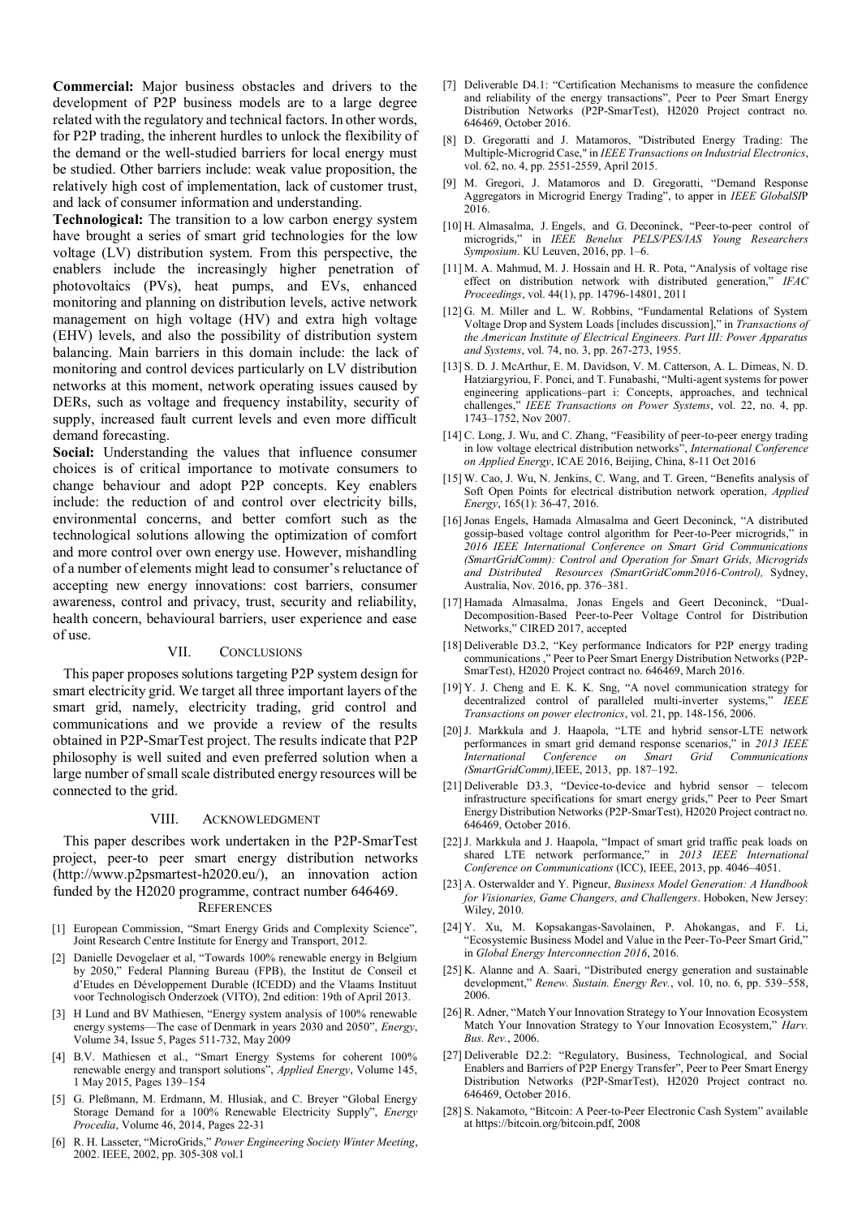**Commercial:** Major business obstacles and drivers to the development of P2P business models are to a large degree related with the regulatory and technical factors. In other words, for P2P trading, the inherent hurdles to unlock the flexibility of the demand or the well-studied barriers for local energy must be studied. Other barriers include: weak value proposition, the relatively high cost of implementation, lack of customer trust, and lack of consumer information and understanding.

**Technological:** The transition to a low carbon energy system have brought a series of smart grid technologies for the low voltage (LV) distribution system. From this perspective, the enablers include the increasingly higher penetration of photovoltaics (PVs), heat pumps, and EVs, enhanced monitoring and planning on distribution levels, active network management on high voltage (HV) and extra high voltage (EHV) levels, and also the possibility of distribution system balancing. Main barriers in this domain include: the lack of monitoring and control devices particularly on LV distribution networks at this moment, network operating issues caused by DERs, such as voltage and frequency instability, security of supply, increased fault current levels and even more difficult demand forecasting.

**Social:** Understanding the values that influence consumer choices is of critical importance to motivate consumers to change behaviour and adopt P2P concepts. Key enablers include: the reduction of and control over electricity bills, environmental concerns, and better comfort such as the technological solutions allowing the optimization of comfort and more control over own energy use. However, mishandling of a number of elements might lead to consumer's reluctance of accepting new energy innovations: cost barriers, consumer awareness, control and privacy, trust, security and reliability, health concern, behavioural barriers, user experience and ease of use.

## VII. Conclusions

This paper proposes solutions targeting P2P system design for smart electricity grid. We target all three important layers of the smart grid, namely, electricity trading, grid control and communications and we provide a review of the results obtained in P2P-SmarTest project. The results indicate that P2P philosophy is well suited and even preferred solution when a large number of small scale distributed energy resources will be connected to the grid.

## VIII. Acknowledgment

This paper describes work undertaken in the P2P-SmarTest project, peer-to peer smart energy distribution networks (http://www.p2psmartest-h2020.eu/), an innovation action funded by the H2020 programme, contract number 646469.

## References

[1] European Commission, "Smart Energy Grids and Complexity Science", Joint Research Centre Institute for Energy and Transport, 2012.

[2] Danielle Devogelaer et al, "Towards 100% renewable energy in Belgium by 2050," Federal Planning Bureau (FPB), the Institut de Conseil et d'Etudes en Développement Durable (ICEDD) and the Vlaams Instituut voor Technologisch Onderzoek (VITO), 2nd edition: 19th of April 2013.

[3] H Lund and BV Mathiesen, "Energy system analysis of 100% renewable energy systems—The case of Denmark in years 2030 and 2050", *Energy*, Volume 34, Issue 5, Pages 511-732, May 2009

[4] B.V. Mathiesen et al., "Smart Energy Systems for coherent 100% renewable energy and transport solutions", *Applied Energy*, Volume 145, 1 May 2015, Pages 139–154

[5] G. Pleßmann, M. Erdmann, M. Hlusiak, and C. Breyer "Global Energy Storage Demand for a 100% Renewable Electricity Supply", *Energy Procedia*, Volume 46, 2014, Pages 22-31

[6] R. H. Lasseter, "MicroGrids," *Power Engineering Society Winter Meeting*, 2002. IEEE, 2002, pp. 305-308 vol.1

[7] Deliverable D4.1: "Certification Mechanisms to measure the confidence and reliability of the energy transactions", Peer to Peer Smart Energy Distribution Networks (P2P-SmarTest), H2020 Project contract no. 646469, October 2016.

[8] D. Gregoratti and J. Matamoros, "Distributed Energy Trading: The Multiple-Microgrid Case," in *IEEE Transactions on Industrial Electronics*, vol. 62, no. 4, pp. 2551-2559, April 2015.

[9] M. Gregori, J. Matamoros and D. Gregoratti, "Demand Response Aggregators in Microgrid Energy Trading", to apper in *IEEE GlobalSIP* 2016.

[10] H. Almasalma, J. Engels, and G. Deconinck, "Peer-to-peer control of microgrids," in *IEEE Benelux PELS/PES/IAS Young Researchers Symposium*. KU Leuven, 2016, pp. 1–6.

[11] M. A. Mahmud, M. J. Hossain and H. R. Pota, "Analysis of voltage rise effect on distribution network with distributed generation," *IFAC Proceedings*, vol. 44(1), pp. 14796-14801, 2011

[12] G. M. Miller and L. W. Robbins, "Fundamental Relations of System Voltage Drop and System Loads [includes discussion]," in *Transactions of the American Institute of Electrical Engineers. Part III: Power Apparatus and Systems*, vol. 74, no. 3, pp. 267-273, 1955.

[13] S. D. J. McArthur, E. M. Davidson, V. M. Catterson, A. L. Dimeas, N. D. Hatziargyriou, F. Ponci, and T. Funabashi, "Multi-agent systems for power engineering applications–part i: Concepts, approaches, and technical challenges," *IEEE Transactions on Power Systems*, vol. 22, no. 4, pp. 1743–1752, Nov 2007.

[14] C. Long, J. Wu, and C. Zhang, "Feasibility of peer-to-peer energy trading in low voltage electrical distribution networks", *International Conference on Applied Energy*, ICAE 2016, Beijing, China, 8-11 Oct 2016

[15] W. Cao, J. Wu, N. Jenkins, C. Wang, and T. Green, "Benefits analysis of Soft Open Points for electrical distribution network operation, *Applied Energy*, 165(1): 36-47, 2016.

[16] Jonas Engels, Hamada Almasalma and Geert Deconinck, "A distributed gossip-based voltage control algorithm for Peer-to-Peer microgrids," in *2016 IEEE International Conference on Smart Grid Communications (SmartGridComm): Control and Operation for Smart Grids, Microgrids and Distributed Resources (SmartGridComm2016-Control),* Sydney, Australia, Nov. 2016, pp. 376–381.

[17] Hamada Almasalma, Jonas Engels and Geert Deconinck, "Dual-Decomposition-Based Peer-to-Peer Voltage Control for Distribution Networks," CIRED 2017, accepted

[18] Deliverable D3.2, "Key performance Indicators for P2P energy trading communications ," Peer to Peer Smart Energy Distribution Networks (P2P-SmarTest), H2020 Project contract no. 646469, March 2016.

[19] Y. J. Cheng and E. K. K. Sng, "A novel communication strategy for decentralized control of paralleled multi-inverter systems," *IEEE Transactions on power electronics*, vol. 21, pp. 148-156, 2006.

[20] J. Markkula and J. Haapola, "LTE and hybrid sensor-LTE network performances in smart grid demand response scenarios," in *2013 IEEE International Conference on Smart Grid Communications (SmartGridComm),*IEEE, 2013, pp. 187–192.

[21] Deliverable D3.3, "Device-to-device and hybrid sensor – telecom infrastructure specifications for smart energy grids," Peer to Peer Smart Energy Distribution Networks (P2P-SmarTest), H2020 Project contract no. 646469, October 2016.

[22] J. Markkula and J. Haapola, "Impact of smart grid traffic peak loads on shared LTE network performance," in *2013 IEEE International Conference on Communications* (ICC), IEEE, 2013, pp. 4046–4051.

[23] A. Osterwalder and Y. Pigneur, *Business Model Generation: A Handbook for Visionaries, Game Changers, and Challengers*. Hoboken, New Jersey: Wiley, 2010.

[24] Y. Xu, M. Kopsakangas-Savolainen, P. Ahokangas, and F. Li, "Ecosystemic Business Model and Value in the Peer-To-Peer Smart Grid," in *Global Energy Interconnection 2016*, 2016.

[25] K. Alanne and A. Saari, "Distributed energy generation and sustainable development," *Renew. Sustain. Energy Rev.*, vol. 10, no. 6, pp. 539–558, 2006.

[26] R. Adner, "Match Your Innovation Strategy to Your Innovation Ecosystem Match Your Innovation Strategy to Your Innovation Ecosystem," *Harv. Bus. Rev.*, 2006.

[27] Deliverable D2.2: "Regulatory, Business, Technological, and Social Enablers and Barriers of P2P Energy Transfer", Peer to Peer Smart Energy Distribution Networks (P2P-SmarTest), H2020 Project contract no. 646469, October 2016.

[28] S. Nakamoto, "Bitcoin: A Peer-to-Peer Electronic Cash System" available at https://bitcoin.org/bitcoin.pdf, 2008